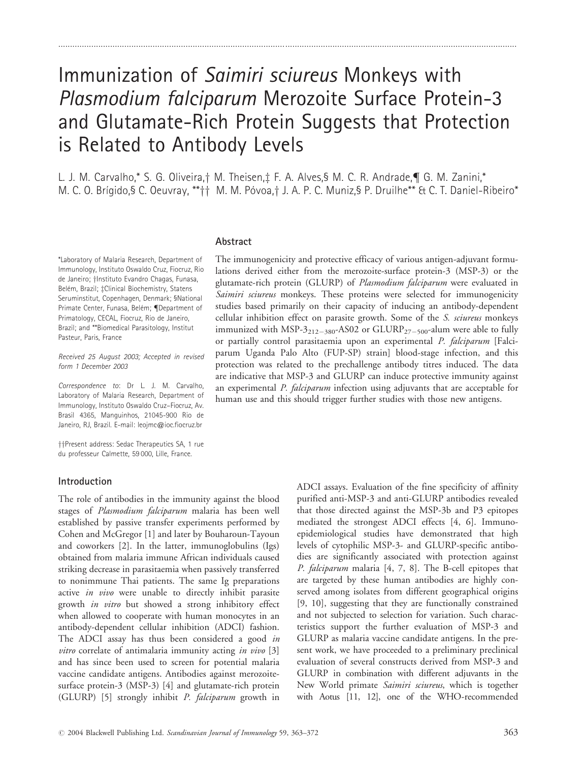# Immunization of *Saimiri sciureus* Monkeys with *Plasmodium falciparum* Merozoite Surface Protein-3 and Glutamate-Rich Protein Suggests that Protection is Related to Antibody Levels

L. J. M. Carvalho,* S. G. Oliveira,† M. Theisen,‡ F. A. Alves,§ M. C. R. Andrade,¶ G. M. Zanini,* M. C. O. Brígido,§ C. Oeuvray, **†† M. M. Póvoa,† J. A. P. C. Muniz,§ P. Druilhe** & C. T. Daniel-Ribeiro*

*Laboratory of Malaria Research, Department of Immunology, Instituto Oswaldo Cruz, Fiocruz, Rio de Janeiro; †Instituto Evandro Chagas, Funasa, Belém, Brazil; ‡Clinical Biochemistry, Statens Seruminstitut, Copenhagen, Denmark; §National Primate Center, Funasa, Belém; ¶Department of Primatology, CECAL, Fiocruz, Rio de Janeiro, Brazil; and **Biomedical Parasitology, Institut Pasteur, Paris, France

*Received 25 August 2003; Accepted in revised form 1 December 2003*

*Correspondence to*: Dr L. J. M. Carvalho, Laboratory of Malaria Research, Department of Immunology, Instituto Oswaldo Cruz–Fiocruz, Av. Brasil 4365, Manguinhos, 21045-900 Rio de Janeiro, RJ, Brazil. E-mail: leojmc@ioc.fiocruz.br

††Present address: Sedac Therapeutics SA, 1 rue du professeur Calmette, 59 000, Lille, France.

## Abstract

The immunogenicity and protective efficacy of various antigen-adjuvant formulations derived either from the merozoite-surface protein-3 (MSP-3) or the glutamate-rich protein (GLURP) of *Plasmodium falciparum* were evaluated in *Saimiri sciureus* monkeys. These proteins were selected for immunogenicity studies based primarily on their capacity of inducing an antibody-dependent cellular inhibition effect on parasite growth. Some of the *S. sciureus* monkeys immunized with MSP-$3_{212-380}$-AS02 or GLURP$_{27-500}$-alum were able to fully or partially control parasitaemia upon an experimental *P. falciparum* [Falciparum Uganda Palo Alto (FUP-SP) strain] blood-stage infection, and this protection was related to the prechallenge antibody titres induced. The data are indicative that MSP-3 and GLURP can induce protective immunity against an experimental *P. falciparum* infection using adjuvants that are acceptable for human use and this should trigger further studies with those new antigens.

## Introduction

The role of antibodies in the immunity against the blood stages of *Plasmodium falciparum* malaria has been well established by passive transfer experiments performed by Cohen and McGregor [1] and later by Bouharoun-Tayoun and coworkers [2]. In the latter, immunoglobulins (Igs) obtained from malaria immune African individuals caused striking decrease in parasitaemia when passively transferred to nonimmune Thai patients. The same Ig preparations active *in vivo* were unable to directly inhibit parasite growth *in vitro* but showed a strong inhibitory effect when allowed to cooperate with human monocytes in an antibody-dependent cellular inhibition (ADCI) fashion. The ADCI assay has thus been considered a good *in vitro* correlate of antimalaria immunity acting *in vivo* [3] and has since been used to screen for potential malaria vaccine candidate antigens. Antibodies against merozoite-surface protein-3 (MSP-3) [4] and glutamate-rich protein (GLURP) [5] strongly inhibit *P. falciparum* growth in ADCI assays. Evaluation of the fine specificity of affinity purified anti-MSP-3 and anti-GLURP antibodies revealed that those directed against the MSP-3b and P3 epitopes mediated the strongest ADCI effects [4, 6]. Immunoepidemiological studies have demonstrated that high levels of cytophilic MSP-3- and GLURP-specific antibodies are significantly associated with protection against *P. falciparum* malaria [4, 7, 8]. The B-cell epitopes that are targeted by these human antibodies are highly conserved among isolates from different geographical origins [9, 10], suggesting that they are functionally constrained and not subjected to selection for variation. Such characteristics support the further evaluation of MSP-3 and GLURP as malaria vaccine candidate antigens. In the present work, we have proceeded to a preliminary preclinical evaluation of several constructs derived from MSP-3 and GLURP in combination with different adjuvants in the New World primate *Saimiri sciureus*, which is together with Aotus [11, 12], one of the WHO-recommended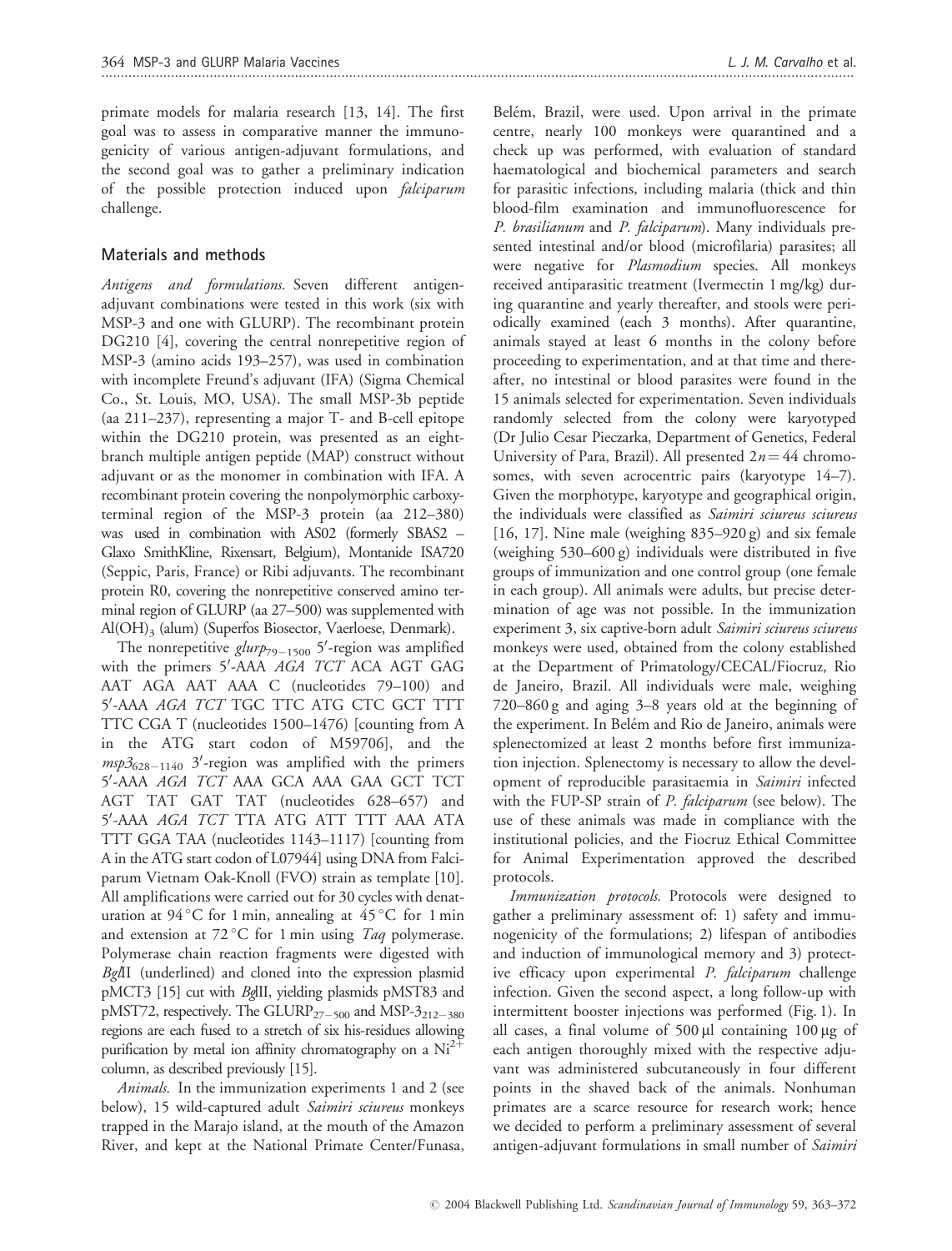primate models for malaria research [13, 14]. The first goal was to assess in comparative manner the immunogenicity of various antigen-adjuvant formulations, and the second goal was to gather a preliminary indication of the possible protection induced upon *falciparum* challenge.

## Materials and methods

*Antigens and formulations.* Seven different antigen-adjuvant combinations were tested in this work (six with MSP-3 and one with GLURP). The recombinant protein DG210 [4], covering the central nonrepetitive region of MSP-3 (amino acids 193–257), was used in combination with incomplete Freund's adjuvant (IFA) (Sigma Chemical Co., St. Louis, MO, USA). The small MSP-3b peptide (aa 211–237), representing a major T- and B-cell epitope within the DG210 protein, was presented as an eight-branch multiple antigen peptide (MAP) construct without adjuvant or as the monomer in combination with IFA. A recombinant protein covering the nonpolymorphic carboxy-terminal region of the MSP-3 protein (aa 212–380) was used in combination with AS02 (formerly SBAS2 – Glaxo SmithKline, Rixensart, Belgium), Montanide ISA720 (Seppic, Paris, France) or Ribi adjuvants. The recombinant protein R0, covering the nonrepetitive conserved amino terminal region of GLURP (aa 27–500) was supplemented with $Al(OH)_3$ (alum) (Superfos Biosector, Vaerloese, Denmark).

The nonrepetitive $glurp_{79-1500}$ 5′-region was amplified with the primers 5′-AAA *AGA TCT* ACA AGT GAG AAT AGA AAT AAA C (nucleotides 79–100) and 5′-AAA *AGA TCT* TGC TTC ATG CTC GCT TTT TTC CGA T (nucleotides 1500–1476) [counting from A in the ATG start codon of M59706], and the $msp3_{628-1140}$ 3′-region was amplified with the primers 5′-AAA *AGA TCT* AAA GCA AAA GAA GCT TCT AGT TAT GAT TAT (nucleotides 628–657) and 5′-AAA *AGA TCT* TTA ATG ATT TTT AAA ATA TTT GGA TAA (nucleotides 1143–1117) [counting from A in the ATG start codon of L07944] using DNA from Falciparum Vietnam Oak-Knoll (FVO) strain as template [10]. All amplifications were carried out for 30 cycles with denaturation at 94 °C for 1 min, annealing at 45 °C for 1 min and extension at 72 °C for 1 min using *Taq* polymerase. Polymerase chain reaction fragments were digested with *Bgl*II (underlined) and cloned into the expression plasmid pMCT3 [15] cut with *Bgl*II, yielding plasmids pMST83 and pMST72, respectively. The $GLURP_{27-500}$ and $MSP\text{-}3_{212-380}$ regions are each fused to a stretch of six his-residues allowing purification by metal ion affinity chromatography on a $Ni^{2+}$ column, as described previously [15].

*Animals.* In the immunization experiments 1 and 2 (see below), 15 wild-captured adult *Saimiri sciureus* monkeys trapped in the Marajo island, at the mouth of the Amazon River, and kept at the National Primate Center/Funasa, Belém, Brazil, were used. Upon arrival in the primate centre, nearly 100 monkeys were quarantined and a check up was performed, with evaluation of standard haematological and biochemical parameters and search for parasitic infections, including malaria (thick and thin blood-film examination and immunofluorescence for *P. brasilianum* and *P. falciparum*). Many individuals presented intestinal and/or blood (microfilaria) parasites; all were negative for *Plasmodium* species. All monkeys received antiparasitic treatment (Ivermectin 1 mg/kg) during quarantine and yearly thereafter, and stools were periodically examined (each 3 months). After quarantine, animals stayed at least 6 months in the colony before proceeding to experimentation, and at that time and thereafter, no intestinal or blood parasites were found in the 15 animals selected for experimentation. Seven individuals randomly selected from the colony were karyotyped (Dr Julio Cesar Pieczarka, Department of Genetics, Federal University of Para, Brazil). All presented $2n = 44$ chromosomes, with seven acrocentric pairs (karyotype 14–7). Given the morphotype, karyotype and geographical origin, the individuals were classified as *Saimiri sciureus sciureus* [16, 17]. Nine male (weighing 835–920 g) and six female (weighing 530–600 g) individuals were distributed in five groups of immunization and one control group (one female in each group). All animals were adults, but precise determination of age was not possible. In the immunization experiment 3, six captive-born adult *Saimiri sciureus sciureus* monkeys were used, obtained from the colony established at the Department of Primatology/CECAL/Fiocruz, Rio de Janeiro, Brazil. All individuals were male, weighing 720–860 g and aging 3–8 years old at the beginning of the experiment. In Belém and Rio de Janeiro, animals were splenectomized at least 2 months before first immunization injection. Splenectomy is necessary to allow the development of reproducible parasitaemia in *Saimiri* infected with the FUP-SP strain of *P. falciparum* (see below). The use of these animals was made in compliance with the institutional policies, and the Fiocruz Ethical Committee for Animal Experimentation approved the described protocols.

*Immunization protocols.* Protocols were designed to gather a preliminary assessment of: 1) safety and immunogenicity of the formulations; 2) lifespan of antibodies and induction of immunological memory and 3) protective efficacy upon experimental *P. falciparum* challenge infection. Given the second aspect, a long follow-up with intermittent booster injections was performed (Fig. 1). In all cases, a final volume of 500 µl containing 100 µg of each antigen thoroughly mixed with the respective adjuvant was administered subcutaneously in four different points in the shaved back of the animals. Nonhuman primates are a scarce resource for research work; hence we decided to perform a preliminary assessment of several antigen-adjuvant formulations in small number of *Saimiri*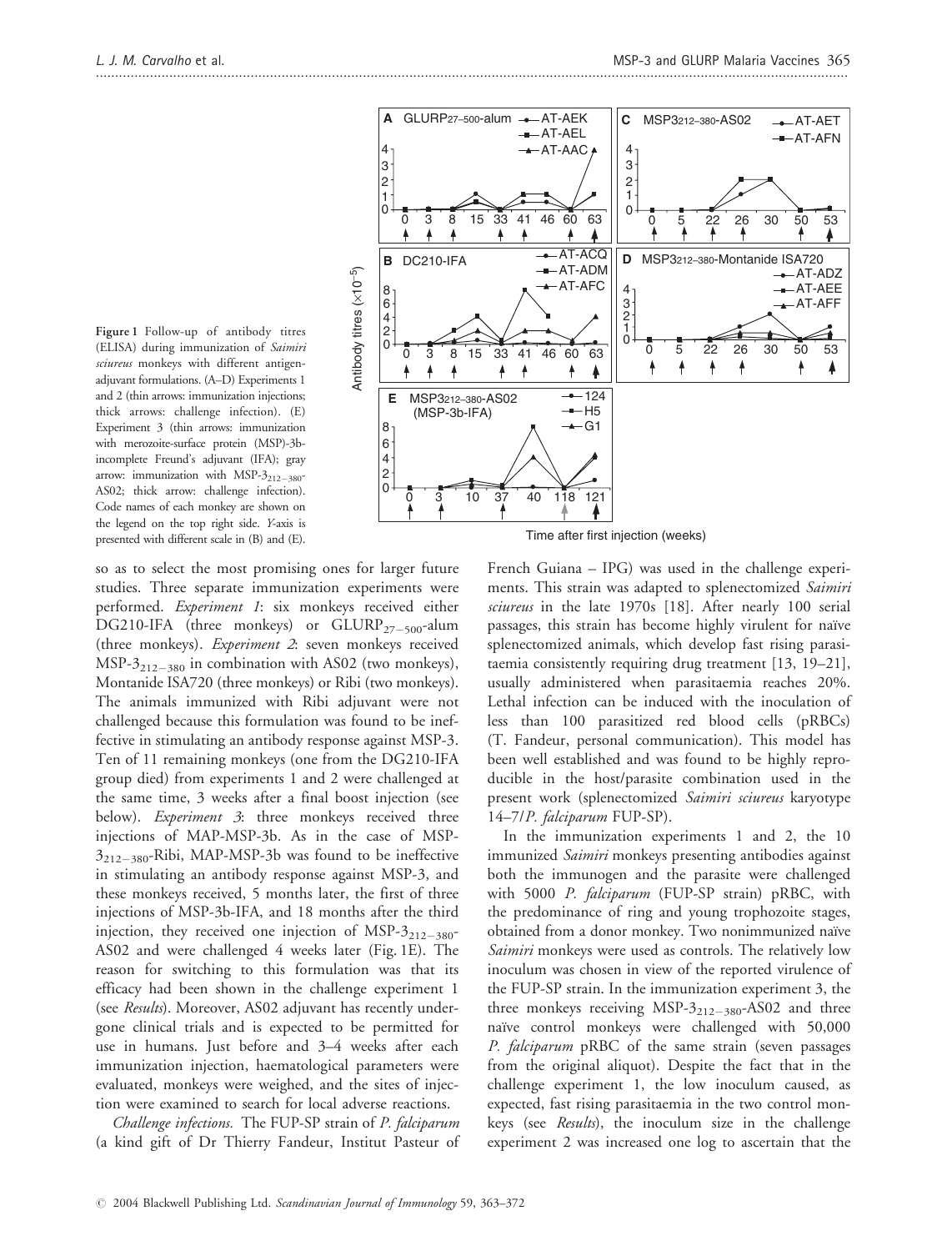Figure 1 Follow-up of antibody titres (ELISA) during immunization of *Saimiri sciureus* monkeys with different antigen-adjuvant formulations. (A–D) Experiments 1 and 2 (thin arrows: immunization injections; thick arrows: challenge infection). (E) Experiment 3 (thin arrows: immunization with merozoite-surface protein (MSP)-3b-incomplete Freund's adjuvant (IFA); gray arrow: immunization with MSP-$3_{212-380}$-AS02; thick arrow: challenge infection). Code names of each monkey are shown on the legend on the top right side. *Y*-axis is presented with different scale in (B) and (E).

so as to select the most promising ones for larger future studies. Three separate immunization experiments were performed. *Experiment 1*: six monkeys received either DG210-IFA (three monkeys) or GLURP$_{27-500}$-alum (three monkeys). *Experiment 2*: seven monkeys received MSP-$3_{212-380}$ in combination with AS02 (two monkeys), Montanide ISA720 (three monkeys) or Ribi (two monkeys). The animals immunized with Ribi adjuvant were not challenged because this formulation was found to be ineffective in stimulating an antibody response against MSP-3. Ten of 11 remaining monkeys (one from the DG210-IFA group died) from experiments 1 and 2 were challenged at the same time, 3 weeks after a final boost injection (see below). *Experiment 3*: three monkeys received three injections of MAP-MSP-3b. As in the case of MSP-$3_{212-380}$-Ribi, MAP-MSP-3b was found to be ineffective in stimulating an antibody response against MSP-3, and these monkeys received, 5 months later, the first of three injections of MSP-3b-IFA, and 18 months after the third injection, they received one injection of MSP-$3_{212-380}$-AS02 and were challenged 4 weeks later (Fig. 1E). The reason for switching to this formulation was that its efficacy had been shown in the challenge experiment 1 (see *Results*). Moreover, AS02 adjuvant has recently undergone clinical trials and is expected to be permitted for use in humans. Just before and 3–4 weeks after each immunization injection, haematological parameters were evaluated, monkeys were weighed, and the sites of injection were examined to search for local adverse reactions.

*Challenge infections.* The FUP-SP strain of *P. falciparum* (a kind gift of Dr Thierry Fandeur, Institut Pasteur of French Guiana – IPG) was used in the challenge experiments. This strain was adapted to splenectomized *Saimiri sciureus* in the late 1970s [18]. After nearly 100 serial passages, this strain has become highly virulent for naïve splenectomized animals, which develop fast rising parasitaemia consistently requiring drug treatment [13, 19–21], usually administered when parasitaemia reaches 20%. Lethal infection can be induced with the inoculation of less than 100 parasitized red blood cells (pRBCs) (T. Fandeur, personal communication). This model has been well established and was found to be highly reproducible in the host/parasite combination used in the present work (splenectomized *Saimiri sciureus* karyotype 14–7/*P. falciparum* FUP-SP).

In the immunization experiments 1 and 2, the 10 immunized *Saimiri* monkeys presenting antibodies against both the immunogen and the parasite were challenged with 5000 *P. falciparum* (FUP-SP strain) pRBC, with the predominance of ring and young trophozoite stages, obtained from a donor monkey. Two nonimmunized naïve *Saimiri* monkeys were used as controls. The relatively low inoculum was chosen in view of the reported virulence of the FUP-SP strain. In the immunization experiment 3, the three monkeys receiving MSP-$3_{212-380}$-AS02 and three naïve control monkeys were challenged with 50,000 *P. falciparum* pRBC of the same strain (seven passages from the original aliquot). Despite the fact that in the challenge experiment 1, the low inoculum caused, as expected, fast rising parasitaemia in the two control monkeys (see *Results*), the inoculum size in the challenge experiment 2 was increased one log to ascertain that the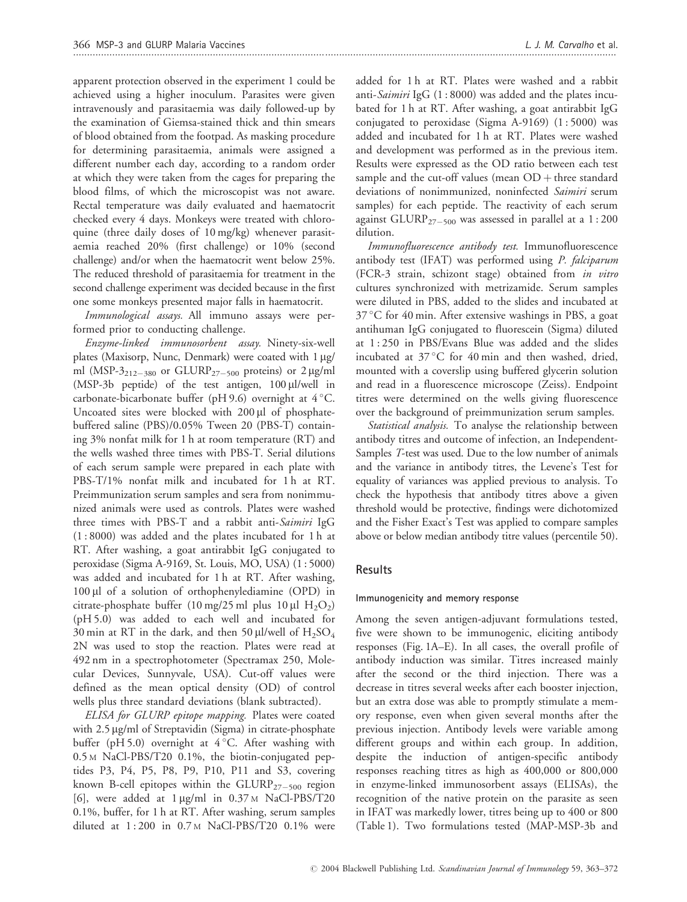apparent protection observed in the experiment 1 could be achieved using a higher inoculum. Parasites were given intravenously and parasitaemia was daily followed-up by the examination of Giemsa-stained thick and thin smears of blood obtained from the footpad. As masking procedure for determining parasitaemia, animals were assigned a different number each day, according to a random order at which they were taken from the cages for preparing the blood films, of which the microscopist was not aware. Rectal temperature was daily evaluated and haematocrit checked every 4 days. Monkeys were treated with chloroquine (three daily doses of 10 mg/kg) whenever parasitaemia reached 20% (first challenge) or 10% (second challenge) and/or when the haematocrit went below 25%. The reduced threshold of parasitaemia for treatment in the second challenge experiment was decided because in the first one some monkeys presented major falls in haematocrit.

*Immunological assays.* All immuno assays were performed prior to conducting challenge.

*Enzyme-linked immunosorbent assay.* Ninety-six-well plates (Maxisorp, Nunc, Denmark) were coated with 1 μg/ml (MSP-$3_{212-380}$ or $GLURP_{27-500}$ proteins) or 2 μg/ml (MSP-3b peptide) of the test antigen, 100 μl/well in carbonate-bicarbonate buffer (pH 9.6) overnight at 4 °C. Uncoated sites were blocked with 200 μl of phosphate-buffered saline (PBS)/0.05% Tween 20 (PBS-T) containing 3% nonfat milk for 1 h at room temperature (RT) and the wells washed three times with PBS-T. Serial dilutions of each serum sample were prepared in each plate with PBS-T/1% nonfat milk and incubated for 1 h at RT. Preimmunization serum samples and sera from nonimmunized animals were used as controls. Plates were washed three times with PBS-T and a rabbit anti-*Saimiri* IgG (1 : 8000) was added and the plates incubated for 1 h at RT. After washing, a goat antirabbit IgG conjugated to peroxidase (Sigma A-9169, St. Louis, MO, USA) (1 : 5000) was added and incubated for 1 h at RT. After washing, 100 μl of a solution of orthophenylediamine (OPD) in citrate-phosphate buffer (10 mg/25 ml plus 10 μl $H_2O_2$) (pH 5.0) was added to each well and incubated for 30 min at RT in the dark, and then 50 μl/well of $H_2SO_4$ 2N was used to stop the reaction. Plates were read at 492 nm in a spectrophotometer (Spectramax 250, Molecular Devices, Sunnyvale, USA). Cut-off values were defined as the mean optical density (OD) of control wells plus three standard deviations (blank subtracted).

*ELISA for GLURP epitope mapping.* Plates were coated with 2.5 μg/ml of Streptavidin (Sigma) in citrate-phosphate buffer (pH 5.0) overnight at 4 °C. After washing with 0.5 M NaCl-PBS/T20 0.1%, the biotin-conjugated peptides P3, P4, P5, P8, P9, P10, P11 and S3, covering known B-cell epitopes within the $GLURP_{27-500}$ region [6], were added at 1 μg/ml in 0.37 M NaCl-PBS/T20 0.1%, buffer, for 1 h at RT. After washing, serum samples diluted at 1 : 200 in 0.7 M NaCl-PBS/T20 0.1% were added for 1 h at RT. Plates were washed and a rabbit anti-*Saimiri* IgG (1 : 8000) was added and the plates incubated for 1 h at RT. After washing, a goat antirabbit IgG conjugated to peroxidase (Sigma A-9169) (1 : 5000) was added and incubated for 1 h at RT. Plates were washed and development was performed as in the previous item. Results were expressed as the OD ratio between each test sample and the cut-off values (mean OD + three standard deviations of nonimmunized, noninfected *Saimiri* serum samples) for each peptide. The reactivity of each serum against $GLURP_{27-500}$ was assessed in parallel at a 1 : 200 dilution.

*Immunofluorescence antibody test.* Immunofluorescence antibody test (IFAT) was performed using *P. falciparum* (FCR-3 strain, schizont stage) obtained from *in vitro* cultures synchronized with metrizamide. Serum samples were diluted in PBS, added to the slides and incubated at 37 °C for 40 min. After extensive washings in PBS, a goat antihuman IgG conjugated to fluorescein (Sigma) diluted at 1 : 250 in PBS/Evans Blue was added and the slides incubated at 37 °C for 40 min and then washed, dried, mounted with a coverslip using buffered glycerin solution and read in a fluorescence microscope (Zeiss). Endpoint titres were determined on the wells giving fluorescence over the background of preimmunization serum samples.

*Statistical analysis.* To analyse the relationship between antibody titres and outcome of infection, an Independent-Samples *T*-test was used. Due to the low number of animals and the variance in antibody titres, the Levene's Test for equality of variances was applied previous to analysis. To check the hypothesis that antibody titres above a given threshold would be protective, findings were dichotomized and the Fisher Exact's Test was applied to compare samples above or below median antibody titre values (percentile 50).

## Results

### Immunogenicity and memory response

Among the seven antigen-adjuvant formulations tested, five were shown to be immunogenic, eliciting antibody responses (Fig. 1A–E). In all cases, the overall profile of antibody induction was similar. Titres increased mainly after the second or the third injection. There was a decrease in titres several weeks after each booster injection, but an extra dose was able to promptly stimulate a memory response, even when given several months after the previous injection. Antibody levels were variable among different groups and within each group. In addition, despite the induction of antigen-specific antibody responses reaching titres as high as 400,000 or 800,000 in enzyme-linked immunosorbent assays (ELISAs), the recognition of the native protein on the parasite as seen in IFAT was markedly lower, titres being up to 400 or 800 (Table 1). Two formulations tested (MAP-MSP-3b and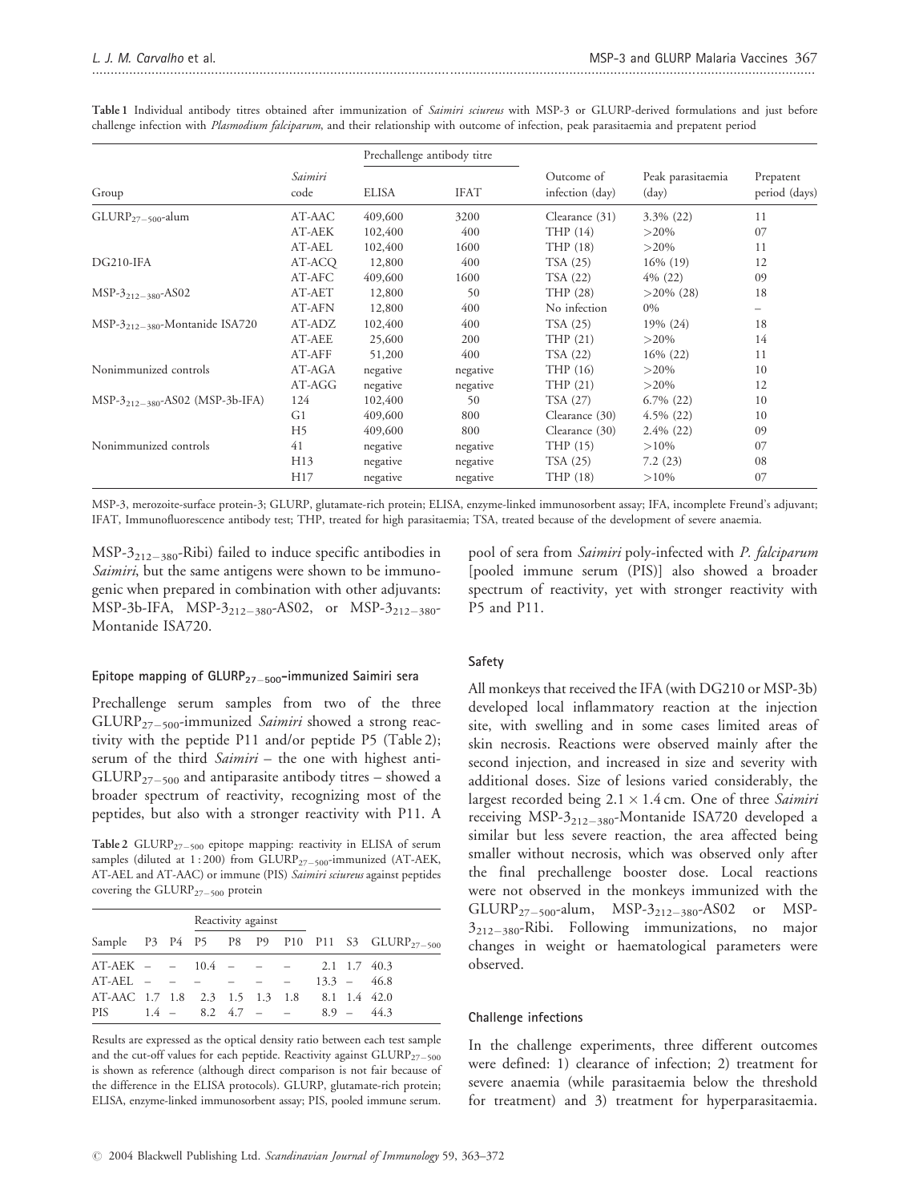**Table 1** Individual antibody titres obtained after immunization of *Saimiri sciureus* with MSP-3 or GLURP-derived formulations and just before challenge infection with *Plasmodium falciparum*, and their relationship with outcome of infection, peak parasitaemia and prepatent period

| Group | *Saimiri* code | Prechallenge antibody titre | | Outcome of infection (day) | Peak parasitaemia (day) | Prepatent period (days) |
|---|---|---|---|---|---|---|
| | | ELISA | IFAT | | | |
| $GLURP_{27-500}$-alum | AT-AAC | 409,600 | 3200 | Clearance (31) | 3.3% (22) | 11 |
| | AT-AEK | 102,400 | 400 | THP (14) | >20% | 07 |
| | AT-AEL | 102,400 | 1600 | THP (18) | >20% | 11 |
| DG210-IFA | AT-ACQ | 12,800 | 400 | TSA (25) | 16% (19) | 12 |
| | AT-AFC | 409,600 | 1600 | TSA (22) | 4% (22) | 09 |
| $MSP\text{-}3_{212-380}$-AS02 | AT-AET | 12,800 | 50 | THP (28) | >20% (28) | 18 |
| | AT-AFN | 12,800 | 400 | No infection | 0% | – |
| $MSP\text{-}3_{212-380}$-Montanide ISA720 | AT-ADZ | 102,400 | 400 | TSA (25) | 19% (24) | 18 |
| | AT-AEE | 25,600 | 200 | THP (21) | >20% | 14 |
| | AT-AFF | 51,200 | 400 | TSA (22) | 16% (22) | 11 |
| Nonimmunized controls | AT-AGA | negative | negative | THP (16) | >20% | 10 |
| | AT-AGG | negative | negative | THP (21) | >20% | 12 |
| $MSP\text{-}3_{212-380}$-AS02 (MSP-3b-IFA) | 124 | 102,400 | 50 | TSA (27) | 6.7% (22) | 10 |
| | G1 | 409,600 | 800 | Clearance (30) | 4.5% (22) | 10 |
| | H5 | 409,600 | 800 | Clearance (30) | 2.4% (22) | 09 |
| Nonimmunized controls | 41 | negative | negative | THP (15) | >10% | 07 |
| | H13 | negative | negative | TSA (25) | 7.2 (23) | 08 |
| | H17 | negative | negative | THP (18) | >10% | 07 |

MSP-3, merozoite-surface protein-3; GLURP, glutamate-rich protein; ELISA, enzyme-linked immunosorbent assay; IFA, incomplete Freund's adjuvant; IFAT, Immunofluorescence antibody test; THP, treated for high parasitaemia; TSA, treated because of the development of severe anaemia.

$MSP\text{-}3_{212-380}$-Ribi) failed to induce specific antibodies in *Saimiri*, but the same antigens were shown to be immunogenic when prepared in combination with other adjuvants: MSP-3b-IFA, $MSP\text{-}3_{212-380}$-AS02, or $MSP\text{-}3_{212-380}$-Montanide ISA720.

#### Epitope mapping of $GLURP_{27-500}$-immunized Saimiri sera

Prechallenge serum samples from two of the three $GLURP_{27-500}$-immunized *Saimiri* showed a strong reactivity with the peptide P11 and/or peptide P5 (Table 2); serum of the third *Saimiri* – the one with highest anti-$GLURP_{27-500}$ and antiparasite antibody titres – showed a broader spectrum of reactivity, recognizing most of the peptides, but also with a stronger reactivity with P11. A pool of sera from *Saimiri* poly-infected with *P. falciparum* [pooled immune serum (PIS)] also showed a broader spectrum of reactivity, yet with stronger reactivity with P5 and P11.

**Table 2** $GLURP_{27-500}$ epitope mapping: reactivity in ELISA of serum samples (diluted at 1 : 200) from $GLURP_{27-500}$-immunized (AT-AEK, AT-AEL and AT-AAC) or immune (PIS) *Saimiri sciureus* against peptides covering the $GLURP_{27-500}$ protein

| Sample | Reactivity against | | | | | | | | |
|---|---|---|---|---|---|---|---|---|---|
| | P3 | P4 | P5 | P8 | P9 | P10 | P11 | S3 | $GLURP_{27-500}$ |
| AT-AEK | – | – | 10.4 | – | – | – | 2.1 | 1.7 | 40.3 |
| AT-AEL | – | – | – | – | – | – | 13.3 | – | 46.8 |
| AT-AAC | 1.7 | 1.8 | 2.3 | 1.5 | 1.3 | 1.8 | 8.1 | 1.4 | 42.0 |
| PIS | 1.4 | – | 8.2 | 4.7 | – | – | 8.9 | – | 44.3 |

Results are expressed as the optical density ratio between each test sample and the cut-off values for each peptide. Reactivity against $GLURP_{27-500}$ is shown as reference (although direct comparison is not fair because of the difference in the ELISA protocols). GLURP, glutamate-rich protein; ELISA, enzyme-linked immunosorbent assay; PIS, pooled immune serum.

#### Safety

All monkeys that received the IFA (with DG210 or MSP-3b) developed local inflammatory reaction at the injection site, with swelling and in some cases limited areas of skin necrosis. Reactions were observed mainly after the second injection, and increased in size and severity with additional doses. Size of lesions varied considerably, the largest recorded being $2.1 \times 1.4$ cm. One of three *Saimiri* receiving $MSP\text{-}3_{212-380}$-Montanide ISA720 developed a similar but less severe reaction, the area affected being smaller without necrosis, which was observed only after the final prechallenge booster dose. Local reactions were not observed in the monkeys immunized with the $GLURP_{27-500}$-alum, $MSP\text{-}3_{212-380}$-AS02 or $MSP\text{-}3_{212-380}$-Ribi. Following immunizations, no major changes in weight or haematological parameters were observed.

#### Challenge infections

In the challenge experiments, three different outcomes were defined: 1) clearance of infection; 2) treatment for severe anaemia (while parasitaemia below the threshold for treatment) and 3) treatment for hyperparasitaemia.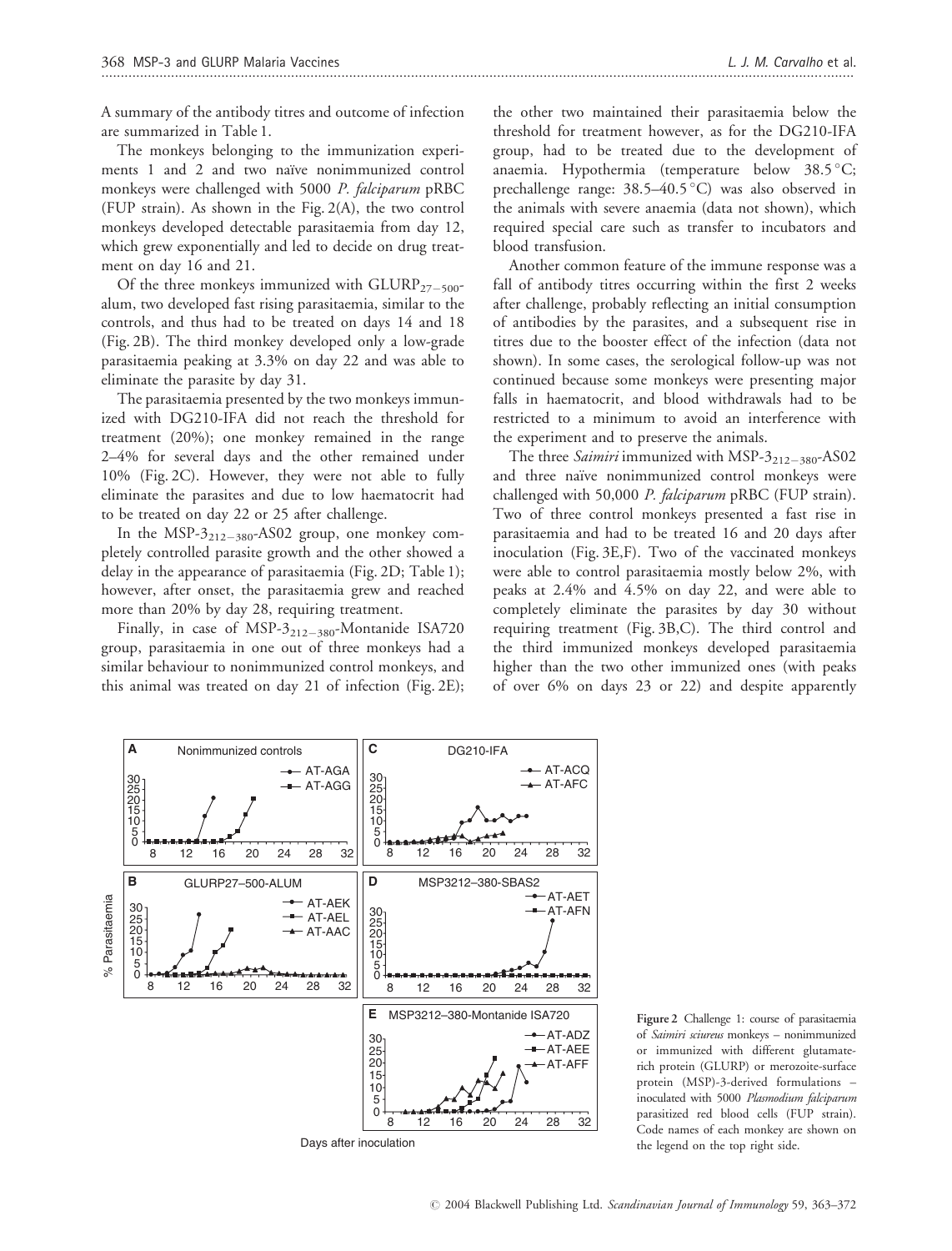A summary of the antibody titres and outcome of infection are summarized in Table 1.

The monkeys belonging to the immunization experiments 1 and 2 and two naïve nonimmunized control monkeys were challenged with 5000 *P. falciparum* pRBC (FUP strain). As shown in the Fig. 2(A), the two control monkeys developed detectable parasitaemia from day 12, which grew exponentially and led to decide on drug treatment on day 16 and 21.

Of the three monkeys immunized with $GLURP_{27-500}$-alum, two developed fast rising parasitaemia, similar to the controls, and thus had to be treated on days 14 and 18 (Fig. 2B). The third monkey developed only a low-grade parasitaemia peaking at 3.3% on day 22 and was able to eliminate the parasite by day 31.

The parasitaemia presented by the two monkeys immunized with DG210-IFA did not reach the threshold for treatment (20%); one monkey remained in the range 2–4% for several days and the other remained under 10% (Fig. 2C). However, they were not able to fully eliminate the parasites and due to low haematocrit had to be treated on day 22 or 25 after challenge.

In the $MSP\text{-}3_{212-380}$-AS02 group, one monkey completely controlled parasite growth and the other showed a delay in the appearance of parasitaemia (Fig. 2D; Table 1); however, after onset, the parasitaemia grew and reached more than 20% by day 28, requiring treatment.

Finally, in case of $MSP\text{-}3_{212-380}$-Montanide ISA720 group, parasitaemia in one out of three monkeys had a similar behaviour to nonimmunized control monkeys, and this animal was treated on day 21 of infection (Fig. 2E); the other two maintained their parasitaemia below the threshold for treatment however, as for the DG210-IFA group, had to be treated due to the development of anaemia. Hypothermia (temperature below 38.5 °C; prechallenge range: 38.5–40.5 °C) was also observed in the animals with severe anaemia (data not shown), which required special care such as transfer to incubators and blood transfusion.

Another common feature of the immune response was a fall of antibody titres occurring within the first 2 weeks after challenge, probably reflecting an initial consumption of antibodies by the parasites, and a subsequent rise in titres due to the booster effect of the infection (data not shown). In some cases, the serological follow-up was not continued because some monkeys were presenting major falls in haematocrit, and blood withdrawals had to be restricted to a minimum to avoid an interference with the experiment and to preserve the animals.

The three *Saimiri* immunized with $MSP\text{-}3_{212-380}$-AS02 and three naïve nonimmunized control monkeys were challenged with 50,000 *P. falciparum* pRBC (FUP strain). Two of three control monkeys presented a fast rise in parasitaemia and had to be treated 16 and 20 days after inoculation (Fig. 3E,F). Two of the vaccinated monkeys were able to control parasitaemia mostly below 2%, with peaks at 2.4% and 4.5% on day 22, and were able to completely eliminate the parasites by day 30 without requiring treatment (Fig. 3B,C). The third control and the third immunized monkeys developed parasitaemia higher than the two other immunized ones (with peaks of over 6% on days 23 or 22) and despite apparently

**Figure 2** Challenge 1: course of parasitaemia of *Saimiri sciureus* monkeys – nonimmunized or immunized with different glutamate-rich protein (GLURP) or merozoite-surface protein (MSP)-3-derived formulations – inoculated with 5000 *Plasmodium falciparum* parasitized red blood cells (FUP strain). Code names of each monkey are shown on the legend on the top right side.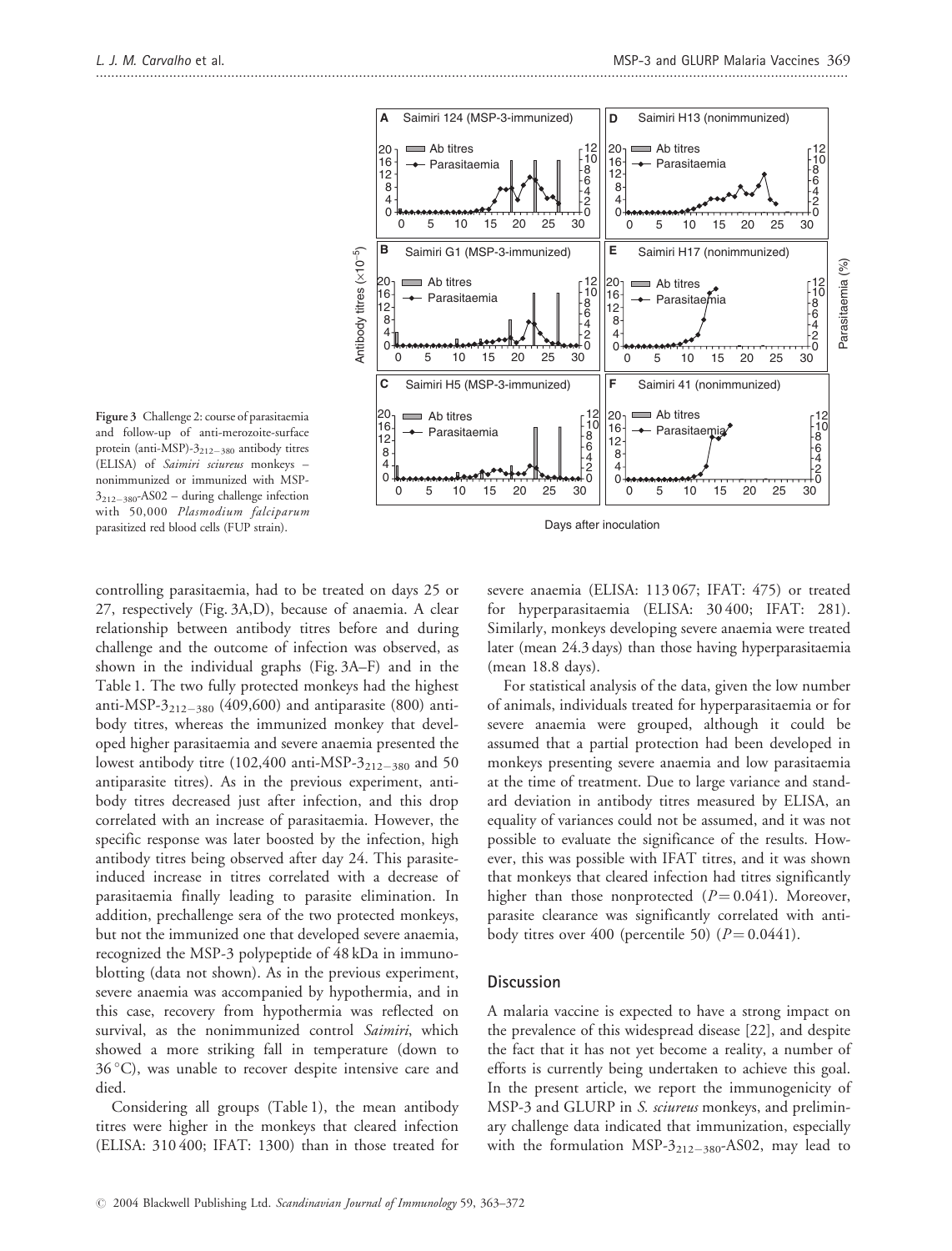Figure 3 Challenge 2: course of parasitaemia and follow-up of anti-merozoite-surface protein (anti-MSP)-$3_{212-380}$ antibody titres (ELISA) of *Saimiri sciureus* monkeys – nonimmunized or immunized with MSP-$3_{212-380}$-AS02 – during challenge infection with 50,000 *Plasmodium falciparum* parasitized red blood cells (FUP strain).

controlling parasitaemia, had to be treated on days 25 or 27, respectively (Fig. 3A,D), because of anaemia. A clear relationship between antibody titres before and during challenge and the outcome of infection was observed, as shown in the individual graphs (Fig. 3A–F) and in the Table 1. The two fully protected monkeys had the highest anti-MSP-$3_{212-380}$ (409,600) and antiparasite (800) antibody titres, whereas the immunized monkey that developed higher parasitaemia and severe anaemia presented the lowest antibody titre (102,400 anti-MSP-$3_{212-380}$ and 50 antiparasite titres). As in the previous experiment, antibody titres decreased just after infection, and this drop correlated with an increase of parasitaemia. However, the specific response was later boosted by the infection, high antibody titres being observed after day 24. This parasite-induced increase in titres correlated with a decrease of parasitaemia finally leading to parasite elimination. In addition, prechallenge sera of the two protected monkeys, but not the immunized one that developed severe anaemia, recognized the MSP-3 polypeptide of 48 kDa in immunoblotting (data not shown). As in the previous experiment, severe anaemia was accompanied by hypothermia, and in this case, recovery from hypothermia was reflected on survival, as the nonimmunized control *Saimiri*, which showed a more striking fall in temperature (down to 36 °C), was unable to recover despite intensive care and died.

Considering all groups (Table 1), the mean antibody titres were higher in the monkeys that cleared infection (ELISA: 310 400; IFAT: 1300) than in those treated for severe anaemia (ELISA: 113 067; IFAT: 475) or treated for hyperparasitaemia (ELISA: 30 400; IFAT: 281). Similarly, monkeys developing severe anaemia were treated later (mean 24.3 days) than those having hyperparasitaemia (mean 18.8 days).

For statistical analysis of the data, given the low number of animals, individuals treated for hyperparasitaemia or for severe anaemia were grouped, although it could be assumed that a partial protection had been developed in monkeys presenting severe anaemia and low parasitaemia at the time of treatment. Due to large variance and standard deviation in antibody titres measured by ELISA, an equality of variances could not be assumed, and it was not possible to evaluate the significance of the results. However, this was possible with IFAT titres, and it was shown that monkeys that cleared infection had titres significantly higher than those nonprotected ($P = 0.041$). Moreover, parasite clearance was significantly correlated with antibody titres over 400 (percentile 50) ($P = 0.0441$).

## Discussion

A malaria vaccine is expected to have a strong impact on the prevalence of this widespread disease [22], and despite the fact that it has not yet become a reality, a number of efforts is currently being undertaken to achieve this goal. In the present article, we report the immunogenicity of MSP-3 and GLURP in *S. sciureus* monkeys, and preliminary challenge data indicated that immunization, especially with the formulation MSP-$3_{212-380}$-AS02, may lead to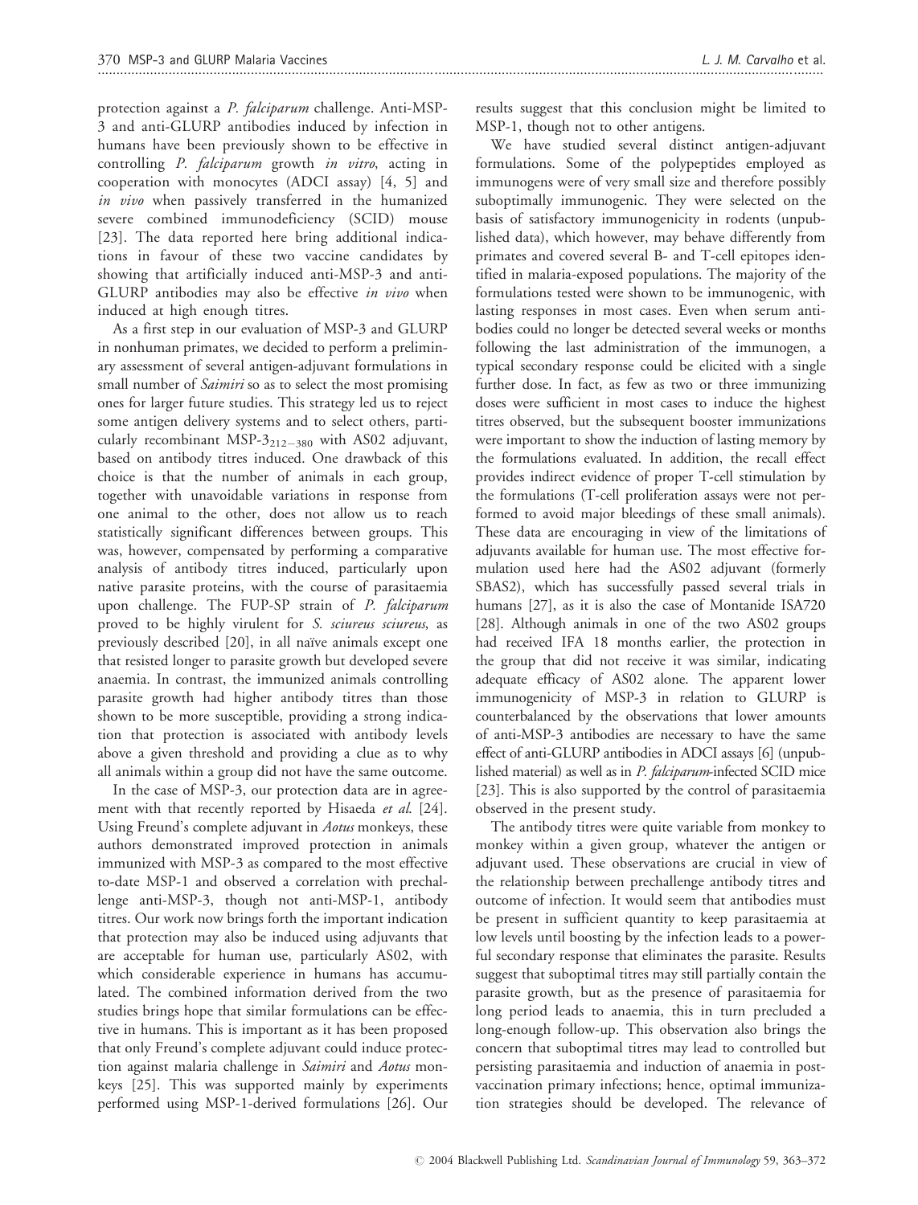protection against a *P. falciparum* challenge. Anti-MSP-3 and anti-GLURP antibodies induced by infection in humans have been previously shown to be effective in controlling *P. falciparum* growth *in vitro*, acting in cooperation with monocytes (ADCI assay) [4, 5] and *in vivo* when passively transferred in the humanized severe combined immunodeficiency (SCID) mouse [23]. The data reported here bring additional indications in favour of these two vaccine candidates by showing that artificially induced anti-MSP-3 and anti-GLURP antibodies may also be effective *in vivo* when induced at high enough titres.

As a first step in our evaluation of MSP-3 and GLURP in nonhuman primates, we decided to perform a preliminary assessment of several antigen-adjuvant formulations in small number of *Saimiri* so as to select the most promising ones for larger future studies. This strategy led us to reject some antigen delivery systems and to select others, particularly recombinant MSP-$3_{212-380}$ with AS02 adjuvant, based on antibody titres induced. One drawback of this choice is that the number of animals in each group, together with unavoidable variations in response from one animal to the other, does not allow us to reach statistically significant differences between groups. This was, however, compensated by performing a comparative analysis of antibody titres induced, particularly upon native parasite proteins, with the course of parasitaemia upon challenge. The FUP-SP strain of *P. falciparum* proved to be highly virulent for *S. sciureus sciureus*, as previously described [20], in all naïve animals except one that resisted longer to parasite growth but developed severe anaemia. In contrast, the immunized animals controlling parasite growth had higher antibody titres than those shown to be more susceptible, providing a strong indication that protection is associated with antibody levels above a given threshold and providing a clue as to why all animals within a group did not have the same outcome.

In the case of MSP-3, our protection data are in agreement with that recently reported by Hisaeda *et al.* [24]. Using Freund's complete adjuvant in *Aotus* monkeys, these authors demonstrated improved protection in animals immunized with MSP-3 as compared to the most effective to-date MSP-1 and observed a correlation with prechallenge anti-MSP-3, though not anti-MSP-1, antibody titres. Our work now brings forth the important indication that protection may also be induced using adjuvants that are acceptable for human use, particularly AS02, with which considerable experience in humans has accumulated. The combined information derived from the two studies brings hope that similar formulations can be effective in humans. This is important as it has been proposed that only Freund's complete adjuvant could induce protection against malaria challenge in *Saimiri* and *Aotus* monkeys [25]. This was supported mainly by experiments performed using MSP-1-derived formulations [26]. Our results suggest that this conclusion might be limited to MSP-1, though not to other antigens.

We have studied several distinct antigen-adjuvant formulations. Some of the polypeptides employed as immunogens were of very small size and therefore possibly suboptimally immunogenic. They were selected on the basis of satisfactory immunogenicity in rodents (unpublished data), which however, may behave differently from primates and covered several B- and T-cell epitopes identified in malaria-exposed populations. The majority of the formulations tested were shown to be immunogenic, with lasting responses in most cases. Even when serum antibodies could no longer be detected several weeks or months following the last administration of the immunogen, a typical secondary response could be elicited with a single further dose. In fact, as few as two or three immunizing doses were sufficient in most cases to induce the highest titres observed, but the subsequent booster immunizations were important to show the induction of lasting memory by the formulations evaluated. In addition, the recall effect provides indirect evidence of proper T-cell stimulation by the formulations (T-cell proliferation assays were not performed to avoid major bleedings of these small animals). These data are encouraging in view of the limitations of adjuvants available for human use. The most effective formulation used here had the AS02 adjuvant (formerly SBAS2), which has successfully passed several trials in humans [27], as it is also the case of Montanide ISA720 [28]. Although animals in one of the two AS02 groups had received IFA 18 months earlier, the protection in the group that did not receive it was similar, indicating adequate efficacy of AS02 alone. The apparent lower immunogenicity of MSP-3 in relation to GLURP is counterbalanced by the observations that lower amounts of anti-MSP-3 antibodies are necessary to have the same effect of anti-GLURP antibodies in ADCI assays [6] (unpublished material) as well as in *P. falciparum*-infected SCID mice [23]. This is also supported by the control of parasitaemia observed in the present study.

The antibody titres were quite variable from monkey to monkey within a given group, whatever the antigen or adjuvant used. These observations are crucial in view of the relationship between prechallenge antibody titres and outcome of infection. It would seem that antibodies must be present in sufficient quantity to keep parasitaemia at low levels until boosting by the infection leads to a powerful secondary response that eliminates the parasite. Results suggest that suboptimal titres may still partially contain the parasite growth, but as the presence of parasitaemia for long period leads to anaemia, this in turn precluded a long-enough follow-up. This observation also brings the concern that suboptimal titres may lead to controlled but persisting parasitaemia and induction of anaemia in post-vaccination primary infections; hence, optimal immunization strategies should be developed. The relevance of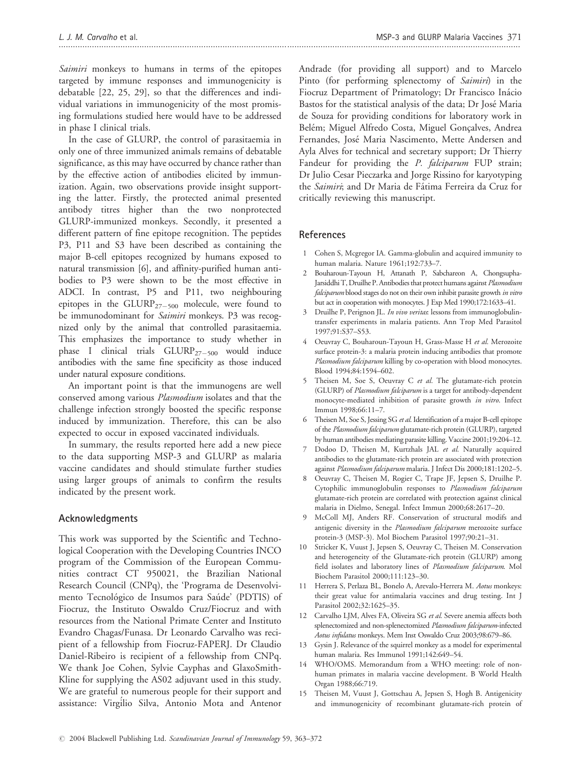*Saimiri* monkeys to humans in terms of the epitopes targeted by immune responses and immunogenicity is debatable [22, 25, 29], so that the differences and individual variations in immunogenicity of the most promising formulations studied here would have to be addressed in phase I clinical trials.

In the case of GLURP, the control of parasitaemia in only one of three immunized animals remains of debatable significance, as this may have occurred by chance rather than by the effective action of antibodies elicited by immunization. Again, two observations provide insight supporting the latter. Firstly, the protected animal presented antibody titres higher than the two nonprotected GLURP-immunized monkeys. Secondly, it presented a different pattern of fine epitope recognition. The peptides P3, P11 and S3 have been described as containing the major B-cell epitopes recognized by humans exposed to natural transmission [6], and affinity-purified human antibodies to P3 were shown to be the most effective in ADCI. In contrast, P5 and P11, two neighbouring epitopes in the $GLURP_{27-500}$ molecule, were found to be immunodominant for *Saimiri* monkeys. P3 was recognized only by the animal that controlled parasitaemia. This emphasizes the importance to study whether in phase I clinical trials $GLURP_{27-500}$ would induce antibodies with the same fine specificity as those induced under natural exposure conditions.

An important point is that the immunogens are well conserved among various *Plasmodium* isolates and that the challenge infection strongly boosted the specific response induced by immunization. Therefore, this can be also expected to occur in exposed vaccinated individuals.

In summary, the results reported here add a new piece to the data supporting MSP-3 and GLURP as malaria vaccine candidates and should stimulate further studies using larger groups of animals to confirm the results indicated by the present work.

## Acknowledgments

This work was supported by the Scientific and Technological Cooperation with the Developing Countries INCO program of the Commission of the European Communities contract CT 950021, the Brazilian National Research Council (CNPq), the 'Programa de Desenvolvimento Tecnológico de Insumos para Saúde' (PDTIS) of Fiocruz, the Instituto Oswaldo Cruz/Fiocruz and with resources from the National Primate Center and Instituto Evandro Chagas/Funasa. Dr Leonardo Carvalho was recipient of a fellowship from Fiocruz-FAPERJ. Dr Claudio Daniel-Ribeiro is recipient of a fellowship from CNPq. We thank Joe Cohen, Sylvie Cayphas and GlaxoSmithKline for supplying the AS02 adjuvant used in this study. We are grateful to numerous people for their support and assistance: Virgílio Silva, Antonio Mota and Antenor Andrade (for providing all support) and to Marcelo Pinto (for performing splenectomy of *Saimiri*) in the Fiocruz Department of Primatology; Dr Francisco Inácio Bastos for the statistical analysis of the data; Dr José Maria de Souza for providing conditions for laboratory work in Belém; Miguel Alfredo Costa, Miguel Gonçalves, Andrea Fernandes, José Maria Nascimento, Mette Andersen and Ayla Alves for technical and secretary support; Dr Thierry Fandeur for providing the *P. falciparum* FUP strain; Dr Julio Cesar Pieczarka and Jorge Rissino for karyotyping the *Saimiri*; and Dr Maria de Fátima Ferreira da Cruz for critically reviewing this manuscript.

## References

1. Cohen S, Mcgregor IA. Gamma-globulin and acquired immunity to human malaria. Nature 1961;192:733–7.
2. Bouharoun-Tayoun H, Attanath P, Sabchareon A, Chongsupha-Jarsiddhi T, Druilhe P. Antibodies that protect humans against *Plasmodium falciparum* blood stages do not on their own inhibit parasite growth *in vitro* but act in cooperation with monocytes. J Exp Med 1990;172:1633–41.
3. Druilhe P, Perignon JL. *In vivo veritas*: lessons from immunoglobulin-transfer experiments in malaria patients. Ann Trop Med Parasitol 1997;91:S37–S53.
4. Oeuvray C, Bouharoun-Tayoun H, Grass-Masse H *et al.* Merozoite surface protein-3: a malaria protein inducing antibodies that promote *Plasmodium falciparum* killing by co-operation with blood monocytes. Blood 1994;84:1594–602.
5. Theisen M, Soe S, Oeuvray C *et al.* The glutamate-rich protein (GLURP) of *Plasmodium falciparum* is a target for antibody-dependent monocyte-mediated inhibition of parasite growth *in vitro*. Infect Immun 1998;66:11–7.
6. Theisen M, Soe S, Jessing SG *et al.* Identification of a major B-cell epitope of the *Plasmodium falciparum* glutamate-rich protein (GLURP), targeted by human antibodies mediating parasite killing. Vaccine 2001;19:204–12.
7. Dodoo D, Theisen M, Kurtzhals JAL *et al.* Naturally acquired antibodies to the glutamate-rich protein are associated with protection against *Plasmodium falciparum* malaria. J Infect Dis 2000;181:1202–5.
8. Oeuvray C, Theisen M, Rogier C, Trape JF, Jepsen S, Druilhe P. Cytophilic immunoglobulin responses to *Plasmodium falciparum* glutamate-rich protein are correlated with protection against clinical malaria in Dielmo, Senegal. Infect Immun 2000;68:2617–20.
9. McColl MJ, Anders RF. Conservation of structural modifs and antigenic diversity in the *Plasmodium falciparum* merozoite surface protein-3 (MSP-3). Mol Biochem Parasitol 1997;90:21–31.
10. Stricker K, Vuust J, Jepsen S, Oeuvray C, Theisen M. Conservation and heterogeneity of the Glutamate-rich protein (GLURP) among field isolates and laboratory lines of *Plasmodium falciparum*. Mol Biochem Parasitol 2000;111:123–30.
11. Herrera S, Perlaza BL, Bonelo A, Arevalo-Herrera M. *Aotus* monkeys: their great value for antimalaria vaccines and drug testing. Int J Parasitol 2002;32:1625–35.
12. Carvalho LJM, Alves FA, Oliveira SG *et al.* Severe anemia affects both splenectomized and non-splenectomized *Plasmodium falciparum*-infected *Aotus infulatus* monkeys. Mem Inst Oswaldo Cruz 2003;98:679–86.
13. Gysin J. Relevance of the squirrel monkey as a model for experimental human malaria. Res Immunol 1991;142:649–54.
14. WHO/OMS. Memorandum from a WHO meeting: role of non-human primates in malaria vaccine development. B World Health Organ 1988;66:719.
15. Theisen M, Vuust J, Gottschau A, Jepsen S, Hogh B. Antigenicity and immunogenicity of recombinant glutamate-rich protein of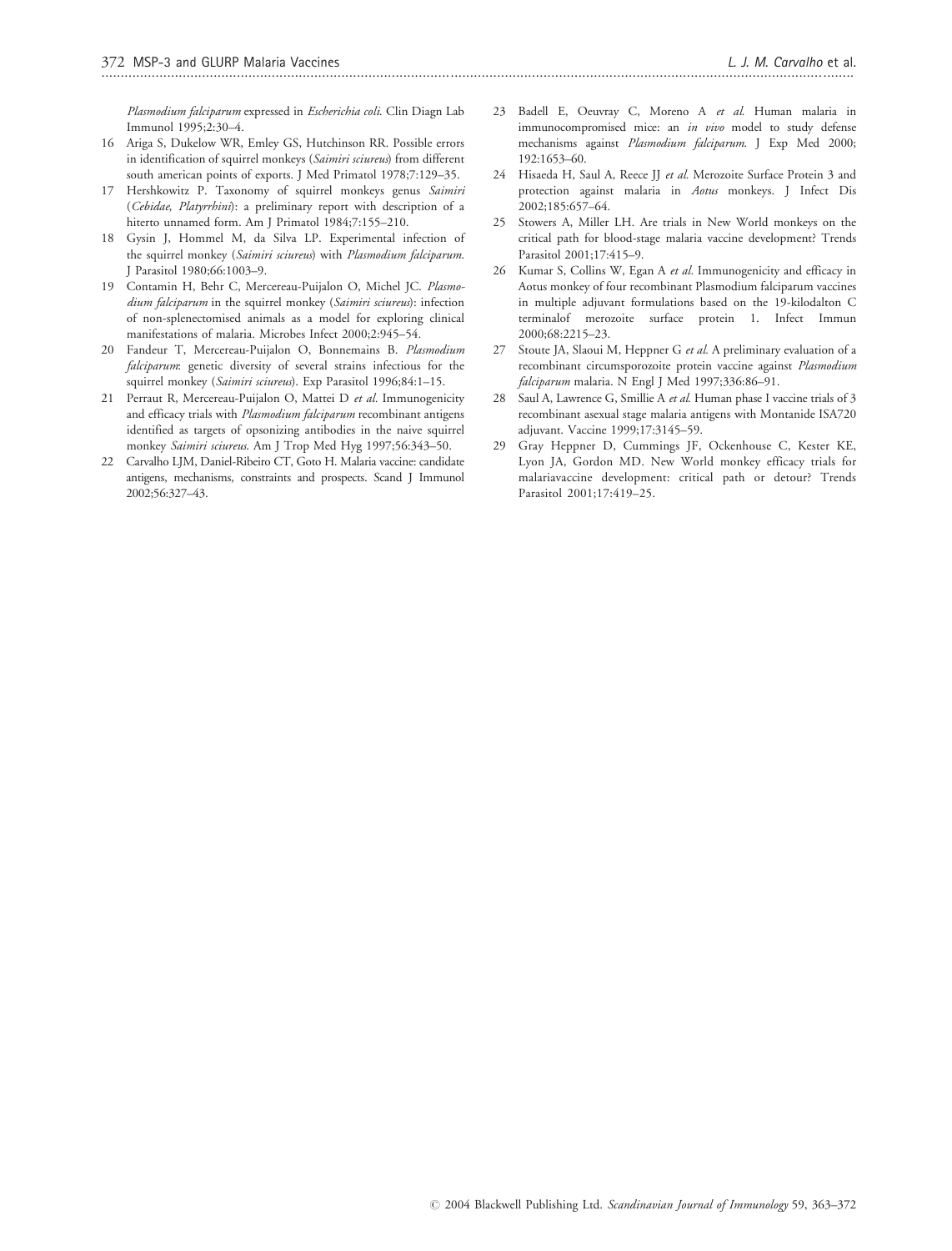*Plasmodium falciparum* expressed in *Escherichia coli*. Clin Diagn Lab Immunol 1995;2:30–4.

16 Ariga S, Dukelow WR, Emley GS, Hutchinson RR. Possible errors in identification of squirrel monkeys (*Saimiri sciureus*) from different south american points of exports. J Med Primatol 1978;7:129–35.

17 Hershkowitz P. Taxonomy of squirrel monkeys genus *Saimiri* (*Cebidae, Platyrrhini*): a preliminary report with description of a hiterto unnamed form. Am J Primatol 1984;7:155–210.

18 Gysin J, Hommel M, da Silva LP. Experimental infection of the squirrel monkey (*Saimiri sciureus*) with *Plasmodium falciparum*. J Parasitol 1980;66:1003–9.

19 Contamin H, Behr C, Mercereau-Puijalon O, Michel JC. *Plasmodium falciparum* in the squirrel monkey (*Saimiri sciureus*): infection of non-splenectomised animals as a model for exploring clinical manifestations of malaria. Microbes Infect 2000;2:945–54.

20 Fandeur T, Mercereau-Puijalon O, Bonnemains B. *Plasmodium falciparum*: genetic diversity of several strains infectious for the squirrel monkey (*Saimiri sciureus*). Exp Parasitol 1996;84:1–15.

21 Perraut R, Mercereau-Puijalon O, Mattei D *et al.* Immunogenicity and efficacy trials with *Plasmodium falciparum* recombinant antigens identified as targets of opsonizing antibodies in the naive squirrel monkey *Saimiri sciureus*. Am J Trop Med Hyg 1997;56:343–50.

22 Carvalho LJM, Daniel-Ribeiro CT, Goto H. Malaria vaccine: candidate antigens, mechanisms, constraints and prospects. Scand J Immunol 2002;56:327–43.

23 Badell E, Oeuvray C, Moreno A *et al.* Human malaria in immunocompromised mice: an *in vivo* model to study defense mechanisms against *Plasmodium falciparum*. J Exp Med 2000; 192:1653–60.

24 Hisaeda H, Saul A, Reece JJ *et al.* Merozoite Surface Protein 3 and protection against malaria in *Aotus* monkeys. J Infect Dis 2002;185:657–64.

25 Stowers A, Miller LH. Are trials in New World monkeys on the critical path for blood-stage malaria vaccine development? Trends Parasitol 2001;17:415–9.

26 Kumar S, Collins W, Egan A *et al.* Immunogenicity and efficacy in Aotus monkey of four recombinant Plasmodium falciparum vaccines in multiple adjuvant formulations based on the 19-kilodalton C terminalof merozoite surface protein 1. Infect Immun 2000;68:2215–23.

27 Stoute JA, Slaoui M, Heppner G *et al.* A preliminary evaluation of a recombinant circumsporozoite protein vaccine against *Plasmodium falciparum* malaria. N Engl J Med 1997;336:86–91.

28 Saul A, Lawrence G, Smillie A *et al.* Human phase I vaccine trials of 3 recombinant asexual stage malaria antigens with Montanide ISA720 adjuvant. Vaccine 1999;17:3145–59.

29 Gray Heppner D, Cummings JF, Ockenhouse C, Kester KE, Lyon JA, Gordon MD. New World monkey efficacy trials for malariavaccine development: critical path or detour? Trends Parasitol 2001;17:419–25.